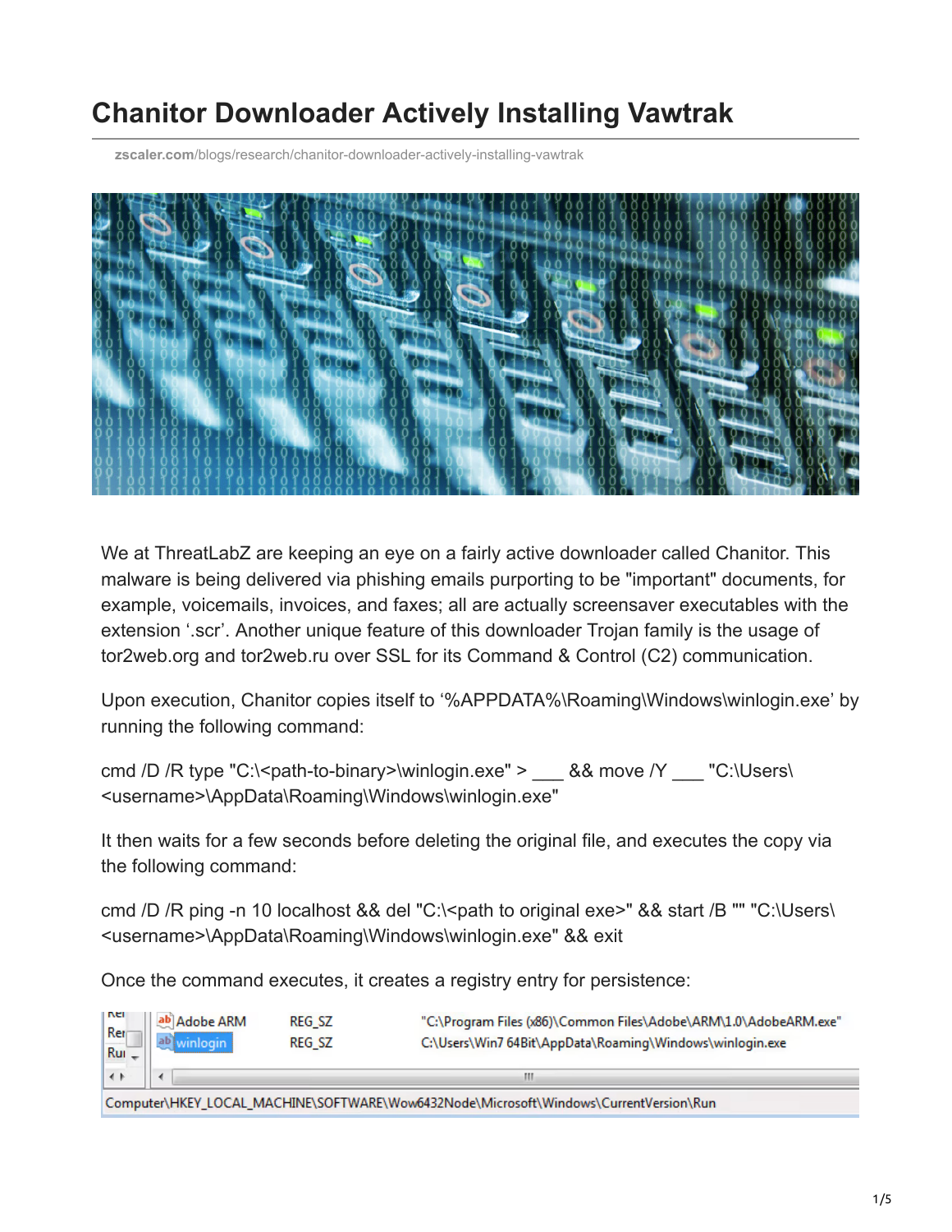# Chanitor Downloader Actively Installing Vawtrak

zscaler.com/blogs/research/chanitor-downloader-actively-installing-vawtrak

We at ThreatLabZ are keeping an eye on a fairly active downloader called Chanitor. This malware is being delivered via phishing emails purporting to be "important" documents, for example, voicemails, invoices, and faxes; all are actually screensaver executables with the extension '.scr'. Another unique feature of this downloader Trojan family is the usage of tor2web.org and tor2web.ru over SSL for its Command & Control (C2) communication.

Upon execution, Chanitor copies itself to '%APPDATA%\Roaming\Windows\winlogin.exe' by running the following command:

cmd /D /R type "C:\<path-to-binary>\winlogin.exe" > ___ && move /Y ___ "C:\Users\<username>\AppData\Roaming\Windows\winlogin.exe"

It then waits for a few seconds before deleting the original file, and executes the copy via the following command:

cmd /D /R ping -n 10 localhost && del "C:\<path to original exe>" && start /B "" "C:\Users\<username>\AppData\Roaming\Windows\winlogin.exe" && exit

Once the command executes, it creates a registry entry for persistence:

| Name | Type | Data |
| --- | --- | --- |
| Adobe ARM | REG_SZ | "C:\Program Files (x86)\Common Files\Adobe\ARM\1.0\AdobeARM.exe" |
| winlogin | REG_SZ | C:\Users\Win7 64Bit\AppData\Roaming\Windows\winlogin.exe |

Computer\HKEY_LOCAL_MACHINE\SOFTWARE\Wow6432Node\Microsoft\Windows\CurrentVersion\Run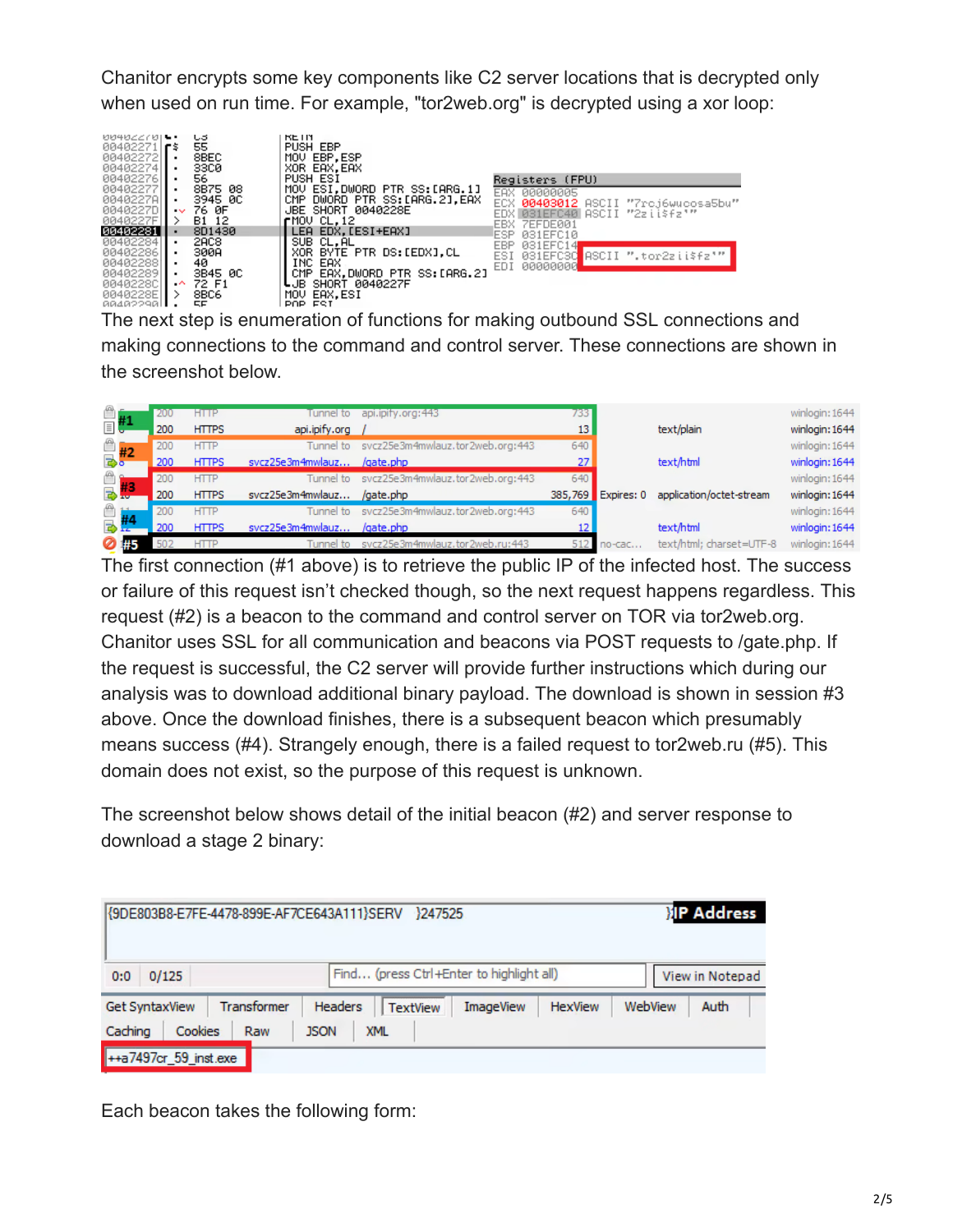Chanitor encrypts some key components like C2 server locations that is decrypted only when used on run time. For example, "tor2web.org" is decrypted using a xor loop:

The next step is enumeration of functions for making outbound SSL connections and making connections to the command and control server. These connections are shown in the screenshot below.

The first connection (#1 above) is to retrieve the public IP of the infected host. The success or failure of this request isn't checked though, so the next request happens regardless. This request (#2) is a beacon to the command and control server on TOR via tor2web.org. Chanitor uses SSL for all communication and beacons via POST requests to /gate.php. If the request is successful, the C2 server will provide further instructions which during our analysis was to download additional binary payload. The download is shown in session #3 above. Once the download finishes, there is a subsequent beacon which presumably means success (#4). Strangely enough, there is a failed request to tor2web.ru (#5). This domain does not exist, so the purpose of this request is unknown.

The screenshot below shows detail of the initial beacon (#2) and server response to download a stage 2 binary:

Each beacon takes the following form: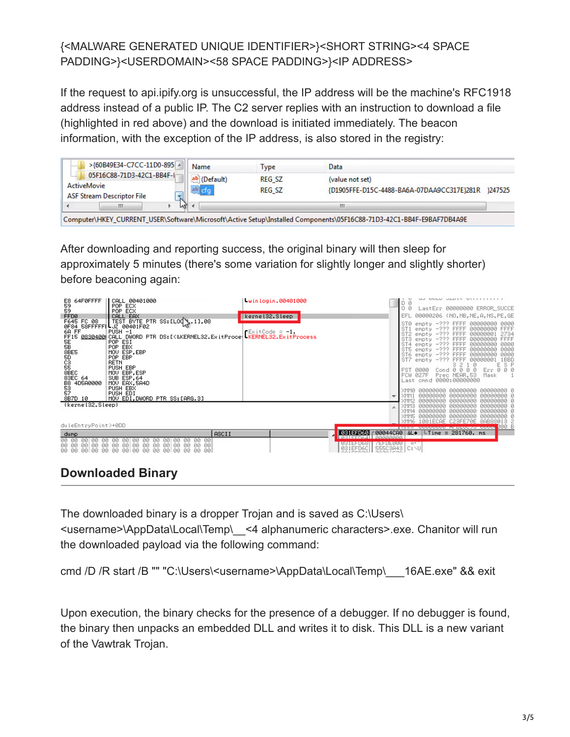{<MALWARE GENERATED UNIQUE IDENTIFIER>}<SHORT STRING><4 SPACE PADDING>}<USERDOMAIN><58 SPACE PADDING>}<IP ADDRESS>

If the request to api.ipify.org is unsuccessful, the IP address will be the machine's RFC1918 address instead of a public IP. The C2 server replies with an instruction to download a file (highlighted in red above) and the download is initiated immediately. The beacon information, with the exception of the IP address, is also stored in the registry:

After downloading and reporting success, the original binary will then sleep for approximately 5 minutes (there's some variation for slightly longer and slightly shorter) before beaconing again:

## Downloaded Binary

The downloaded binary is a dropper Trojan and is saved as C:\Users\<username>\AppData\Local\Temp\__<4 alphanumeric characters>.exe. Chanitor will run the downloaded payload via the following command:

cmd /D /R start /B "" "C:\Users\<username>\AppData\Local\Temp\___16AE.exe" && exit

Upon execution, the binary checks for the presence of a debugger. If no debugger is found, the binary then unpacks an embedded DLL and writes it to disk. This DLL is a new variant of the Vawtrak Trojan.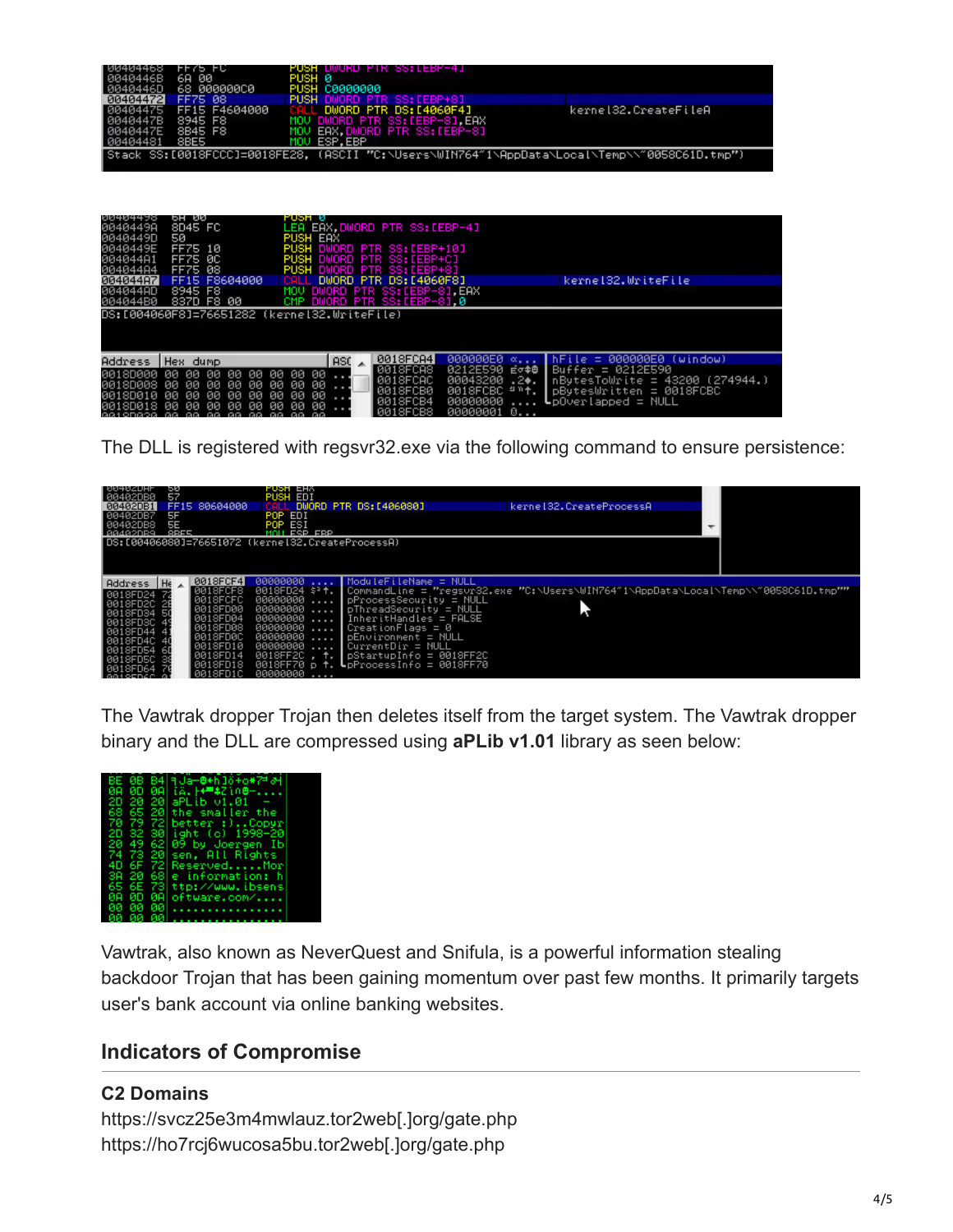The DLL is registered with regsvr32.exe via the following command to ensure persistence:

The Vawtrak dropper Trojan then deletes itself from the target system. The Vawtrak dropper binary and the DLL are compressed using **aPLib v1.01** library as seen below:

Vawtrak, also known as NeverQuest and Snifula, is a powerful information stealing backdoor Trojan that has been gaining momentum over past few months. It primarily targets user's bank account via online banking websites.

## Indicators of Compromise

### C2 Domains

https://svcz25e3m4mwlauz.tor2web[.]org/gate.php
https://ho7rcj6wucosa5bu.tor2web[.]org/gate.php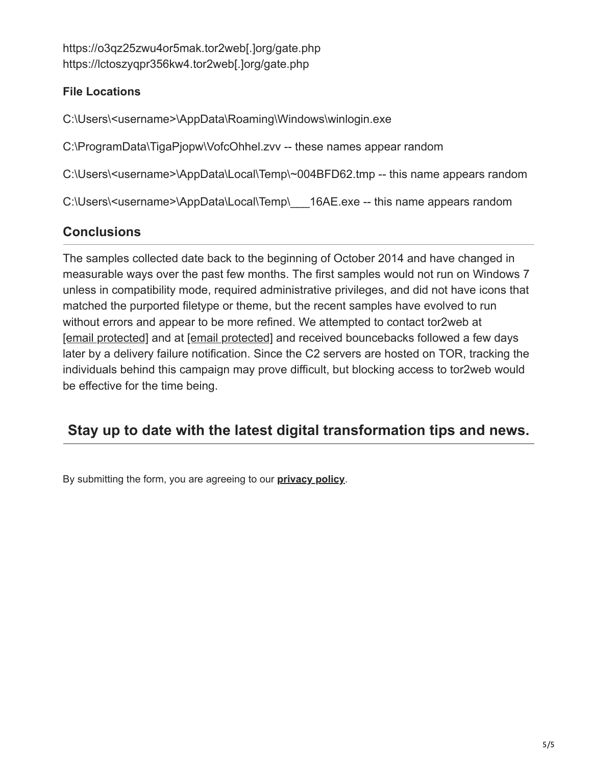https://o3qz25zwu4or5mak.tor2web[.]org/gate.php
https://lctoszyqpr356kw4.tor2web[.]org/gate.php

**File Locations**

C:\Users\<username>\AppData\Roaming\Windows\winlogin.exe

C:\ProgramData\TigaPjopw\VofcOhhel.zvv -- these names appear random

C:\Users\<username>\AppData\Local\Temp\~004BFD62.tmp -- this name appears random

C:\Users\<username>\AppData\Local\Temp\___16AE.exe -- this name appears random

## Conclusions

The samples collected date back to the beginning of October 2014 and have changed in measurable ways over the past few months. The first samples would not run on Windows 7 unless in compatibility mode, required administrative privileges, and did not have icons that matched the purported filetype or theme, but the recent samples have evolved to run without errors and appear to be more refined. We attempted to contact tor2web at [email protected] and at [email protected] and received bouncebacks followed a few days later by a delivery failure notification. Since the C2 servers are hosted on TOR, tracking the individuals behind this campaign may prove difficult, but blocking access to tor2web would be effective for the time being.

## Stay up to date with the latest digital transformation tips and news.

By submitting the form, you are agreeing to our **privacy policy**.